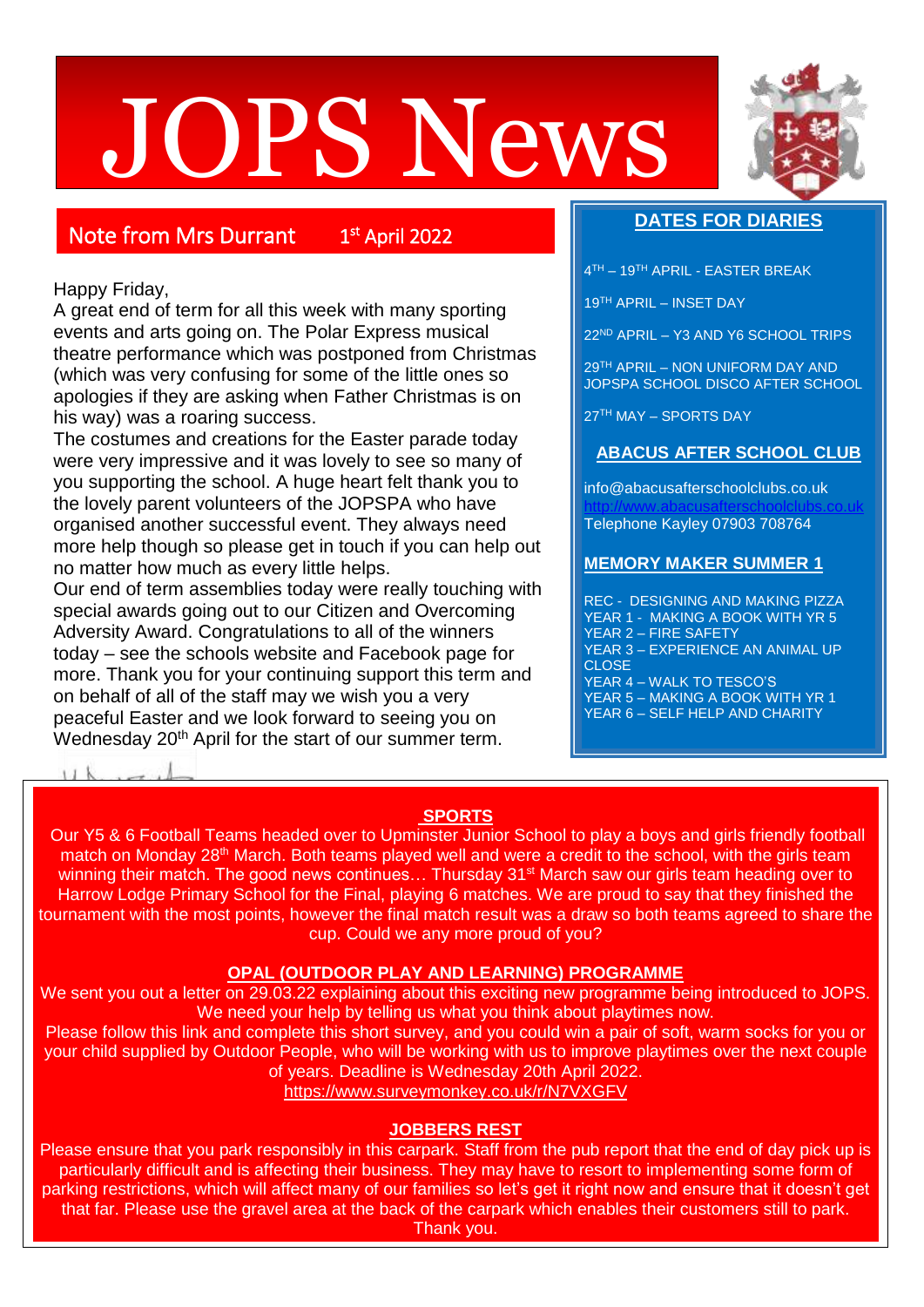# JOPS News

## Note from Mrs Durrant 1st April 2022

Happy Friday,
A great end of term for all this week with many sporting events and arts going on. The Polar Express musical theatre performance which was postponed from Christmas (which was very confusing for some of the little ones so apologies if they are asking when Father Christmas is on his way) was a roaring success.
The costumes and creations for the Easter parade today were very impressive and it was lovely to see so many of you supporting the school. A huge heart felt thank you to the lovely parent volunteers of the JOPSPA who have organised another successful event. They always need more help though so please get in touch if you can help out no matter how much as every little helps.
Our end of term assemblies today were really touching with special awards going out to our Citizen and Overcoming Adversity Award. Congratulations to all of the winners today – see the schools website and Facebook page for more. Thank you for your continuing support this term and on behalf of all of the staff may we wish you a very peaceful Easter and we look forward to seeing you on Wednesday 20th April for the start of our summer term.

## DATES FOR DIARIES

4TH – 19TH APRIL - EASTER BREAK

19TH APRIL – INSET DAY

22ND APRIL – Y3 AND Y6 SCHOOL TRIPS

29TH APRIL – NON UNIFORM DAY AND JOPSPA SCHOOL DISCO AFTER SCHOOL

27TH MAY – SPORTS DAY

## ABACUS AFTER SCHOOL CLUB

info@abacusafterschoolclubs.co.uk
http://www.abacusafterschoolclubs.co.uk
Telephone Kayley 07903 708764

## MEMORY MAKER SUMMER 1

REC - DESIGNING AND MAKING PIZZA
YEAR 1 - MAKING A BOOK WITH YR 5
YEAR 2 – FIRE SAFETY
YEAR 3 – EXPERIENCE AN ANIMAL UP CLOSE
YEAR 4 – WALK TO TESCO'S
YEAR 5 – MAKING A BOOK WITH YR 1
YEAR 6 – SELF HELP AND CHARITY

## SPORTS

Our Y5 & 6 Football Teams headed over to Upminster Junior School to play a boys and girls friendly football match on Monday 28th March. Both teams played well and were a credit to the school, with the girls team winning their match. The good news continues… Thursday 31st March saw our girls team heading over to Harrow Lodge Primary School for the Final, playing 6 matches. We are proud to say that they finished the tournament with the most points, however the final match result was a draw so both teams agreed to share the cup. Could we any more proud of you?

## OPAL (OUTDOOR PLAY AND LEARNING) PROGRAMME

We sent you out a letter on 29.03.22 explaining about this exciting new programme being introduced to JOPS. We need your help by telling us what you think about playtimes now.
Please follow this link and complete this short survey, and you could win a pair of soft, warm socks for you or your child supplied by Outdoor People, who will be working with us to improve playtimes over the next couple of years. Deadline is Wednesday 20th April 2022.
https://www.surveymonkey.co.uk/r/N7VXGFV

## JOBBERS REST

Please ensure that you park responsibly in this carpark. Staff from the pub report that the end of day pick up is particularly difficult and is affecting their business. They may have to resort to implementing some form of parking restrictions, which will affect many of our families so let's get it right now and ensure that it doesn't get that far. Please use the gravel area at the back of the carpark which enables their customers still to park. Thank you.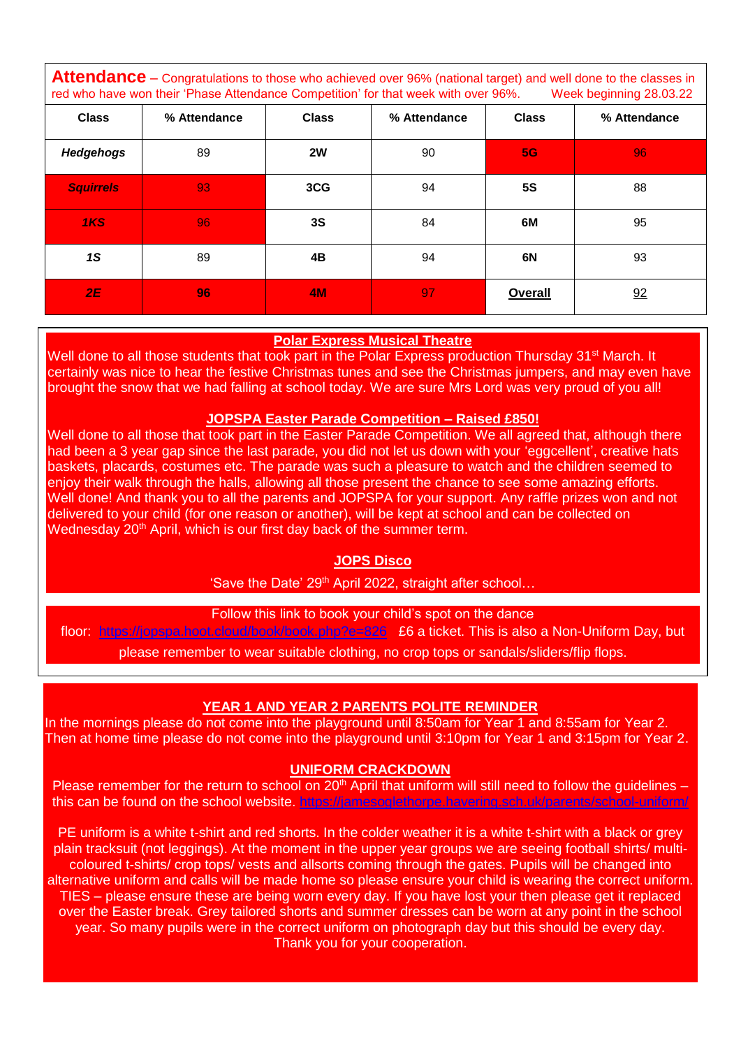**Attendance** – Congratulations to those who achieved over 96% (national target) and well done to the classes in red who have won their 'Phase Attendance Competition' for that week with over 96%. Week beginning 28.03.22

| Class | % Attendance | Class | % Attendance | Class | % Attendance |
|---|---|---|---|---|---|
| ***Hedgehogs*** | 89 | **2W** | 90 | **5G** | 96 |
| ***Squirrels*** | 93 | **3CG** | 94 | **5S** | 88 |
| ***1KS*** | 96 | **3S** | 84 | **6M** | 95 |
| ***1S*** | 89 | **4B** | 94 | **6N** | 93 |
| ***2E*** | **96** | **4M** | 97 | **Overall** | 92 |

**Polar Express Musical Theatre**

Well done to all those students that took part in the Polar Express production Thursday 31st March. It certainly was nice to hear the festive Christmas tunes and see the Christmas jumpers, and may even have brought the snow that we had falling at school today. We are sure Mrs Lord was very proud of you all!

**JOPSPA Easter Parade Competition – Raised £850!**

Well done to all those that took part in the Easter Parade Competition. We all agreed that, although there had been a 3 year gap since the last parade, you did not let us down with your 'eggcellent', creative hats baskets, placards, costumes etc. The parade was such a pleasure to watch and the children seemed to enjoy their walk through the halls, allowing all those present the chance to see some amazing efforts. Well done! And thank you to all the parents and JOPSPA for your support. Any raffle prizes won and not delivered to your child (for one reason or another), will be kept at school and can be collected on Wednesday 20th April, which is our first day back of the summer term.

**JOPS Disco**

'Save the Date' 29th April 2022, straight after school…

Follow this link to book your child's spot on the dance floor: https://jopspa.hoot.cloud/book/book.php?e=826 £6 a ticket. This is also a Non-Uniform Day, but please remember to wear suitable clothing, no crop tops or sandals/sliders/flip flops.

**YEAR 1 AND YEAR 2 PARENTS POLITE REMINDER**

In the mornings please do not come into the playground until 8:50am for Year 1 and 8:55am for Year 2. Then at home time please do not come into the playground until 3:10pm for Year 1 and 3:15pm for Year 2.

**UNIFORM CRACKDOWN**

Please remember for the return to school on 20th April that uniform will still need to follow the guidelines – this can be found on the school website. https://jamesoglethorpe.havering.sch.uk/parents/school-uniform/

PE uniform is a white t-shirt and red shorts. In the colder weather it is a white t-shirt with a black or grey plain tracksuit (not leggings). At the moment in the upper year groups we are seeing football shirts/ multi-coloured t-shirts/ crop tops/ vests and allsorts coming through the gates. Pupils will be changed into alternative uniform and calls will be made home so please ensure your child is wearing the correct uniform. TIES – please ensure these are being worn every day. If you have lost your then please get it replaced over the Easter break. Grey tailored shorts and summer dresses can be worn at any point in the school year. So many pupils were in the correct uniform on photograph day but this should be every day. Thank you for your cooperation.